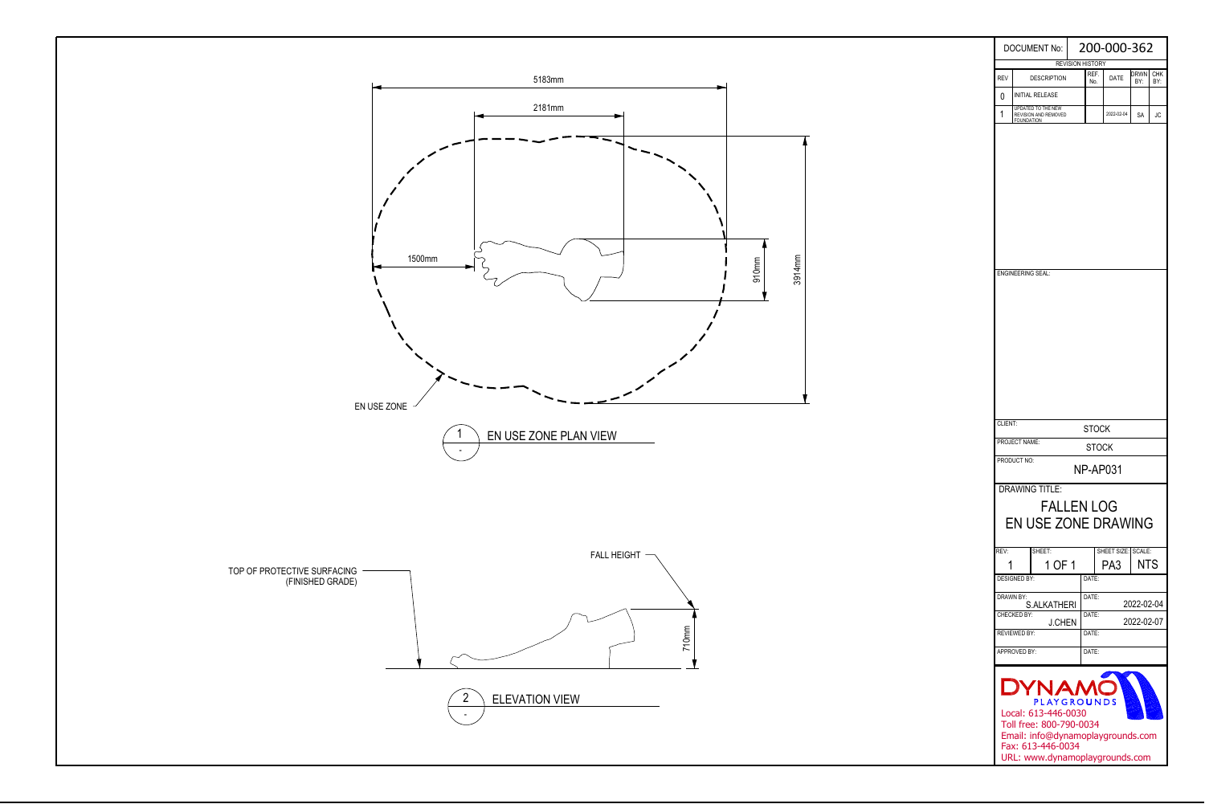5183mm

2181mm

1500mm

910mm

3914mm

EN USE ZONE

1 - EN USE ZONE PLAN VIEW

TOP OF PROTECTIVE SURFACING (FINISHED GRADE)

FALL HEIGHT

710mm

2 - ELEVATION VIEW

| DOCUMENT No: | 200-000-362 | | | | |
|---|---|---|---|---|---|
| REVISION HISTORY | | | | | |
| REV | DESCRIPTION | REF. No. | DATE | DRWN BY: | CHK BY: |
| 0 | INITIAL RELEASE | | | | |
| 1 | UPDATED TO THE NEW REVISION AND REMOVED FOUNDATION | | 2022-02-04 | SA | JC |

ENGINEERING SEAL:

| | |
|---|---|
| CLIENT: | STOCK |
| PROJECT NAME: | STOCK |
| PRODUCT NO: | NP-AP031 |

DRAWING TITLE:

FALLEN LOG
EN USE ZONE DRAWING

| REV: | SHEET: | SHEET SIZE: | SCALE: |
|---|---|---|---|
| 1 | 1 OF 1 | PA3 | NTS |

| | | |
|---|---|---|
| DESIGNED BY: | DATE: | |
| DRAWN BY: S.ALKATHERI | DATE: | 2022-02-04 |
| CHECKED BY: J.CHEN | DATE: | 2022-02-07 |
| REVIEWED BY: | DATE: | |
| APPROVED BY: | DATE: | |

DYNAMO PLAYGROUNDS

Local: 613-446-0030
Toll free: 800-790-0034
Email: info@dynamoplaygrounds.com
Fax: 613-446-0034
URL: www.dynamoplaygrounds.com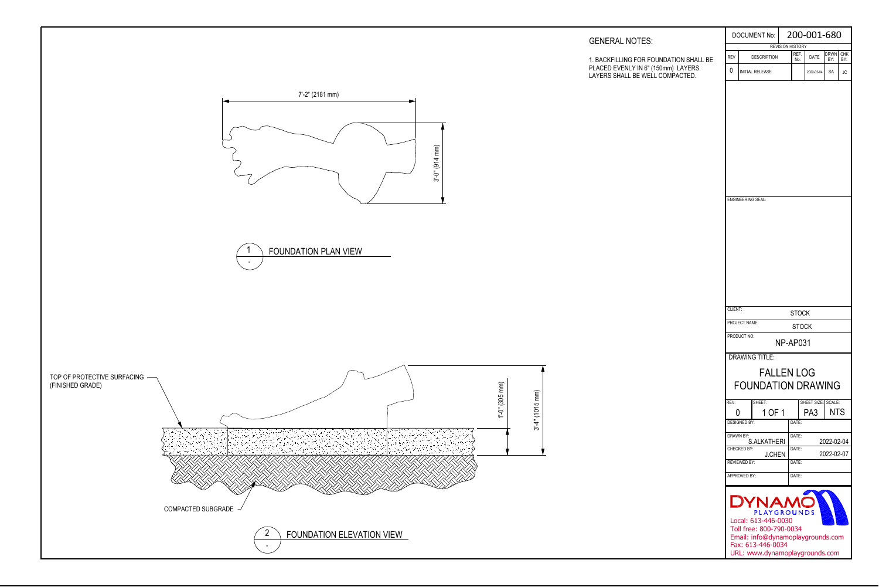## GENERAL NOTES:

1. BACKFILLING FOR FOUNDATION SHALL BE PLACED EVENLY IN 6" (150mm) LAYERS. LAYERS SHALL BE WELL COMPACTED.

7'-2" (2181 mm)

3'-0" (914 mm)

1 - FOUNDATION PLAN VIEW

TOP OF PROTECTIVE SURFACING (FINISHED GRADE)

1'-0" (305 mm)

3'-4" (1015 mm)

COMPACTED SUBGRADE

2 - FOUNDATION ELEVATION VIEW

| DOCUMENT No: | 200-001-680 |
|---|---|

REVISION HISTORY

| REV | DESCRIPTION | REF. No. | DATE | DRWN BY: | CHK BY: |
|---|---|---|---|---|---|
| 0 | INITIAL RELEASE. | | 2022-02-04 | SA | JC |

ENGINEERING SEAL:

| | |
|---|---|
| CLIENT: | STOCK |
| PROJECT NAME: | STOCK |
| PRODUCT NO: | NP-AP031 |

DRAWING TITLE:

FALLEN LOG FOUNDATION DRAWING

| REV: | SHEET: | SHEET SIZE | SCALE: |
|---|---|---|---|
| 0 | 1 OF 1 | PA3 | NTS |

| | | |
|---|---|---|
| DESIGNED BY: | DATE: | |
| DRAWN BY: S.ALKATHERI | DATE: | 2022-02-04 |
| CHECKED BY: J.CHEN | DATE: | 2022-02-07 |
| REVIEWED BY: | DATE: | |
| APPROVED BY: | DATE: | |

DYNAMO PLAYGROUNDS

Local: 613-446-0030
Toll free: 800-790-0034
Email: info@dynamoplaygrounds.com
Fax: 613-446-0034
URL: www.dynamoplaygrounds.com